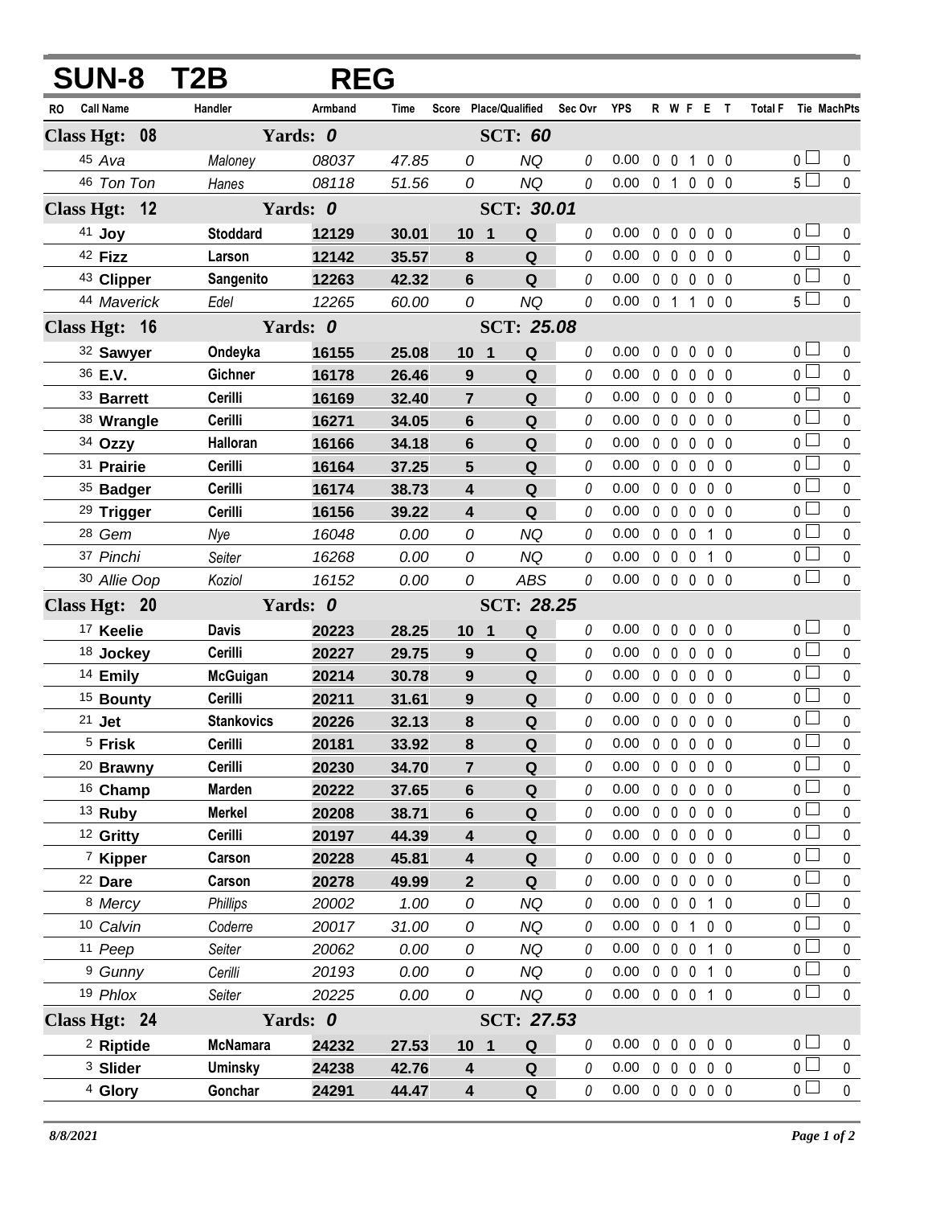# SUN-8 T2B REG

| RO | Call Name | Handler | Armband | Time | Score | Place/Qualified | | Sec Ovr | YPS | R | W | F | E | T | Total F | Tie | MachPts |
|---|---|---|---|---|---|---|---|---|---|---|---|---|---|---|---|---|---|
| **Class Hgt: 08** | | **Yards: 0** | | | | **SCT: 60** | | | | | | | | | | | |
| 45 | *Ava* | *Maloney* | *08037* | *47.85* | *0* | | *NQ* | 0 | 0.00 | 0 | 0 | 1 | 0 | 0 | 0 | ☐ | 0 |
| 46 | *Ton Ton* | *Hanes* | *08118* | *51.56* | *0* | | *NQ* | 0 | 0.00 | 0 | 1 | 0 | 0 | 0 | 5 | ☐ | 0 |
| **Class Hgt: 12** | | **Yards: 0** | | | | **SCT: 30.01** | | | | | | | | | | | |
| 41 | **Joy** | **Stoddard** | **12129** | **30.01** | **10** | **1** | **Q** | 0 | 0.00 | 0 | 0 | 0 | 0 | 0 | 0 | ☐ | 0 |
| 42 | **Fizz** | **Larson** | **12142** | **35.57** | **8** | | **Q** | 0 | 0.00 | 0 | 0 | 0 | 0 | 0 | 0 | ☐ | 0 |
| 43 | **Clipper** | **Sangenito** | **12263** | **42.32** | **6** | | **Q** | 0 | 0.00 | 0 | 0 | 0 | 0 | 0 | 0 | ☐ | 0 |
| 44 | *Maverick* | *Edel* | *12265* | *60.00* | *0* | | *NQ* | 0 | 0.00 | 0 | 1 | 1 | 0 | 0 | 5 | ☐ | 0 |
| **Class Hgt: 16** | | **Yards: 0** | | | | **SCT: 25.08** | | | | | | | | | | | |
| 32 | **Sawyer** | **Ondeyka** | **16155** | **25.08** | **10** | **1** | **Q** | 0 | 0.00 | 0 | 0 | 0 | 0 | 0 | 0 | ☐ | 0 |
| 36 | **E.V.** | **Gichner** | **16178** | **26.46** | **9** | | **Q** | 0 | 0.00 | 0 | 0 | 0 | 0 | 0 | 0 | ☐ | 0 |
| 33 | **Barrett** | **Cerilli** | **16169** | **32.40** | **7** | | **Q** | 0 | 0.00 | 0 | 0 | 0 | 0 | 0 | 0 | ☐ | 0 |
| 38 | **Wrangle** | **Cerilli** | **16271** | **34.05** | **6** | | **Q** | 0 | 0.00 | 0 | 0 | 0 | 0 | 0 | 0 | ☐ | 0 |
| 34 | **Ozzy** | **Halloran** | **16166** | **34.18** | **6** | | **Q** | 0 | 0.00 | 0 | 0 | 0 | 0 | 0 | 0 | ☐ | 0 |
| 31 | **Prairie** | **Cerilli** | **16164** | **37.25** | **5** | | **Q** | 0 | 0.00 | 0 | 0 | 0 | 0 | 0 | 0 | ☐ | 0 |
| 35 | **Badger** | **Cerilli** | **16174** | **38.73** | **4** | | **Q** | 0 | 0.00 | 0 | 0 | 0 | 0 | 0 | 0 | ☐ | 0 |
| 29 | **Trigger** | **Cerilli** | **16156** | **39.22** | **4** | | **Q** | 0 | 0.00 | 0 | 0 | 0 | 0 | 0 | 0 | ☐ | 0 |
| 28 | *Gem* | *Nye* | *16048* | *0.00* | *0* | | *NQ* | 0 | 0.00 | 0 | 0 | 0 | 1 | 0 | 0 | ☐ | 0 |
| 37 | *Pinchi* | *Seiter* | *16268* | *0.00* | *0* | | *NQ* | 0 | 0.00 | 0 | 0 | 0 | 1 | 0 | 0 | ☐ | 0 |
| 30 | *Allie Oop* | *Koziol* | *16152* | *0.00* | *0* | | *ABS* | 0 | 0.00 | 0 | 0 | 0 | 0 | 0 | 0 | ☐ | 0 |
| **Class Hgt: 20** | | **Yards: 0** | | | | **SCT: 28.25** | | | | | | | | | | | |
| 17 | **Keelie** | **Davis** | **20223** | **28.25** | **10** | **1** | **Q** | 0 | 0.00 | 0 | 0 | 0 | 0 | 0 | 0 | ☐ | 0 |
| 18 | **Jockey** | **Cerilli** | **20227** | **29.75** | **9** | | **Q** | 0 | 0.00 | 0 | 0 | 0 | 0 | 0 | 0 | ☐ | 0 |
| 14 | **Emily** | **McGuigan** | **20214** | **30.78** | **9** | | **Q** | 0 | 0.00 | 0 | 0 | 0 | 0 | 0 | 0 | ☐ | 0 |
| 15 | **Bounty** | **Cerilli** | **20211** | **31.61** | **9** | | **Q** | 0 | 0.00 | 0 | 0 | 0 | 0 | 0 | 0 | ☐ | 0 |
| 21 | **Jet** | **Stankovics** | **20226** | **32.13** | **8** | | **Q** | 0 | 0.00 | 0 | 0 | 0 | 0 | 0 | 0 | ☐ | 0 |
| 5 | **Frisk** | **Cerilli** | **20181** | **33.92** | **8** | | **Q** | 0 | 0.00 | 0 | 0 | 0 | 0 | 0 | 0 | ☐ | 0 |
| 20 | **Brawny** | **Cerilli** | **20230** | **34.70** | **7** | | **Q** | 0 | 0.00 | 0 | 0 | 0 | 0 | 0 | 0 | ☐ | 0 |
| 16 | **Champ** | **Marden** | **20222** | **37.65** | **6** | | **Q** | 0 | 0.00 | 0 | 0 | 0 | 0 | 0 | 0 | ☐ | 0 |
| 13 | **Ruby** | **Merkel** | **20208** | **38.71** | **6** | | **Q** | 0 | 0.00 | 0 | 0 | 0 | 0 | 0 | 0 | ☐ | 0 |
| 12 | **Gritty** | **Cerilli** | **20197** | **44.39** | **4** | | **Q** | 0 | 0.00 | 0 | 0 | 0 | 0 | 0 | 0 | ☐ | 0 |
| 7 | **Kipper** | **Carson** | **20228** | **45.81** | **4** | | **Q** | 0 | 0.00 | 0 | 0 | 0 | 0 | 0 | 0 | ☐ | 0 |
| 22 | **Dare** | **Carson** | **20278** | **49.99** | **2** | | **Q** | 0 | 0.00 | 0 | 0 | 0 | 0 | 0 | 0 | ☐ | 0 |
| 8 | *Mercy* | *Phillips* | *20002* | *1.00* | *0* | | *NQ* | 0 | 0.00 | 0 | 0 | 0 | 1 | 0 | 0 | ☐ | 0 |
| 10 | *Calvin* | *Coderre* | *20017* | *31.00* | *0* | | *NQ* | 0 | 0.00 | 0 | 0 | 1 | 0 | 0 | 0 | ☐ | 0 |
| 11 | *Peep* | *Seiter* | *20062* | *0.00* | *0* | | *NQ* | 0 | 0.00 | 0 | 0 | 0 | 1 | 0 | 0 | ☐ | 0 |
| 9 | *Gunny* | *Cerilli* | *20193* | *0.00* | *0* | | *NQ* | 0 | 0.00 | 0 | 0 | 0 | 1 | 0 | 0 | ☐ | 0 |
| 19 | *Phlox* | *Seiter* | *20225* | *0.00* | *0* | | *NQ* | 0 | 0.00 | 0 | 0 | 0 | 1 | 0 | 0 | ☐ | 0 |
| **Class Hgt: 24** | | **Yards: 0** | | | | **SCT: 27.53** | | | | | | | | | | | |
| 2 | **Riptide** | **McNamara** | **24232** | **27.53** | **10** | **1** | **Q** | 0 | 0.00 | 0 | 0 | 0 | 0 | 0 | 0 | ☐ | 0 |
| 3 | **Slider** | **Uminsky** | **24238** | **42.76** | **4** | | **Q** | 0 | 0.00 | 0 | 0 | 0 | 0 | 0 | 0 | ☐ | 0 |
| 4 | **Glory** | **Gonchar** | **24291** | **44.47** | **4** | | **Q** | 0 | 0.00 | 0 | 0 | 0 | 0 | 0 | 0 | ☐ | 0 |

*8/8/2021*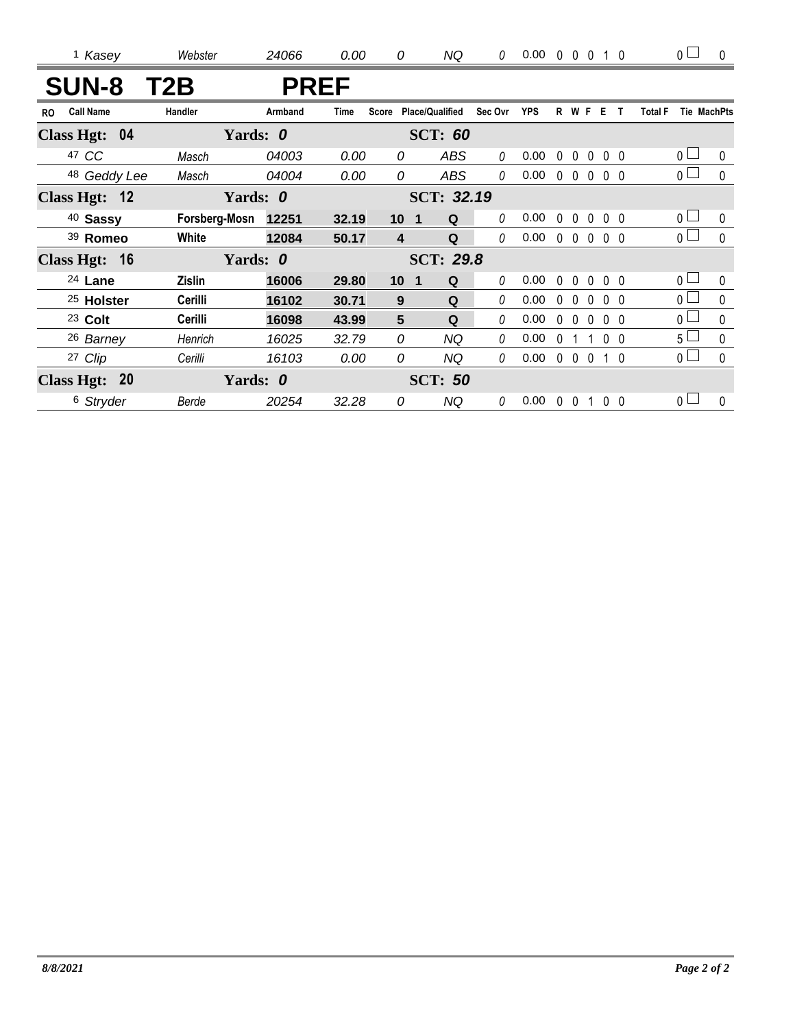| RO | Call Name | Handler | Armband | Time | Score | Place/Qualified | Sec Ovr | YPS | R | W | F | E | T | Total F | Tie | MachPts |
|---|---|---|---|---|---|---|---|---|---|---|---|---|---|---|---|---|
| 1 | *Kasey* | *Webster* | *24066* | *0.00* | *0* | *NQ* | *0* | 0.00 | 0 | 0 | 0 | 1 | 0 | 0 | ☐ | 0 |

# SUN-8 T2B PREF

| RO | Call Name | Handler | Armband | Time | Score | Place | Qualified | Sec Ovr | YPS | R | W | F | E | T | Total F | Tie | MachPts |
|---|---|---|---|---|---|---|---|---|---|---|---|---|---|---|---|---|---|
| **Class Hgt: 04** | | **Yards: 0** | | | | **SCT: 60** | | | | | | | | | | | |
| 47 | *CC* | *Masch* | *04003* | *0.00* | *0* | | *ABS* | *0* | 0.00 | 0 | 0 | 0 | 0 | 0 | 0 | ☐ | 0 |
| 48 | *Geddy Lee* | *Masch* | *04004* | *0.00* | *0* | | *ABS* | *0* | 0.00 | 0 | 0 | 0 | 0 | 0 | 0 | ☐ | 0 |
| **Class Hgt: 12** | | **Yards: 0** | | | | **SCT: 32.19** | | | | | | | | | | | |
| 40 | **Sassy** | **Forsberg-Mosn** | **12251** | **32.19** | **10** | **1** | **Q** | *0* | 0.00 | 0 | 0 | 0 | 0 | 0 | 0 | ☐ | 0 |
| 39 | **Romeo** | **White** | **12084** | **50.17** | **4** | | **Q** | *0* | 0.00 | 0 | 0 | 0 | 0 | 0 | 0 | ☐ | 0 |
| **Class Hgt: 16** | | **Yards: 0** | | | | **SCT: 29.8** | | | | | | | | | | | |
| 24 | **Lane** | **Zislin** | **16006** | **29.80** | **10** | **1** | **Q** | *0* | 0.00 | 0 | 0 | 0 | 0 | 0 | 0 | ☐ | 0 |
| 25 | **Holster** | **Cerilli** | **16102** | **30.71** | **9** | | **Q** | *0* | 0.00 | 0 | 0 | 0 | 0 | 0 | 0 | ☐ | 0 |
| 23 | **Colt** | **Cerilli** | **16098** | **43.99** | **5** | | **Q** | *0* | 0.00 | 0 | 0 | 0 | 0 | 0 | 0 | ☐ | 0 |
| 26 | *Barney* | *Henrich* | *16025* | *32.79* | *0* | | *NQ* | *0* | 0.00 | 0 | 1 | 1 | 0 | 0 | 5 | ☐ | 0 |
| 27 | *Clip* | *Cerilli* | *16103* | *0.00* | *0* | | *NQ* | *0* | 0.00 | 0 | 0 | 0 | 1 | 0 | 0 | ☐ | 0 |
| **Class Hgt: 20** | | **Yards: 0** | | | | **SCT: 50** | | | | | | | | | | | |
| 6 | *Stryder* | *Berde* | *20254* | *32.28* | *0* | | *NQ* | *0* | 0.00 | 0 | 0 | 1 | 0 | 0 | 0 | ☐ | 0 |

*8/8/2021*